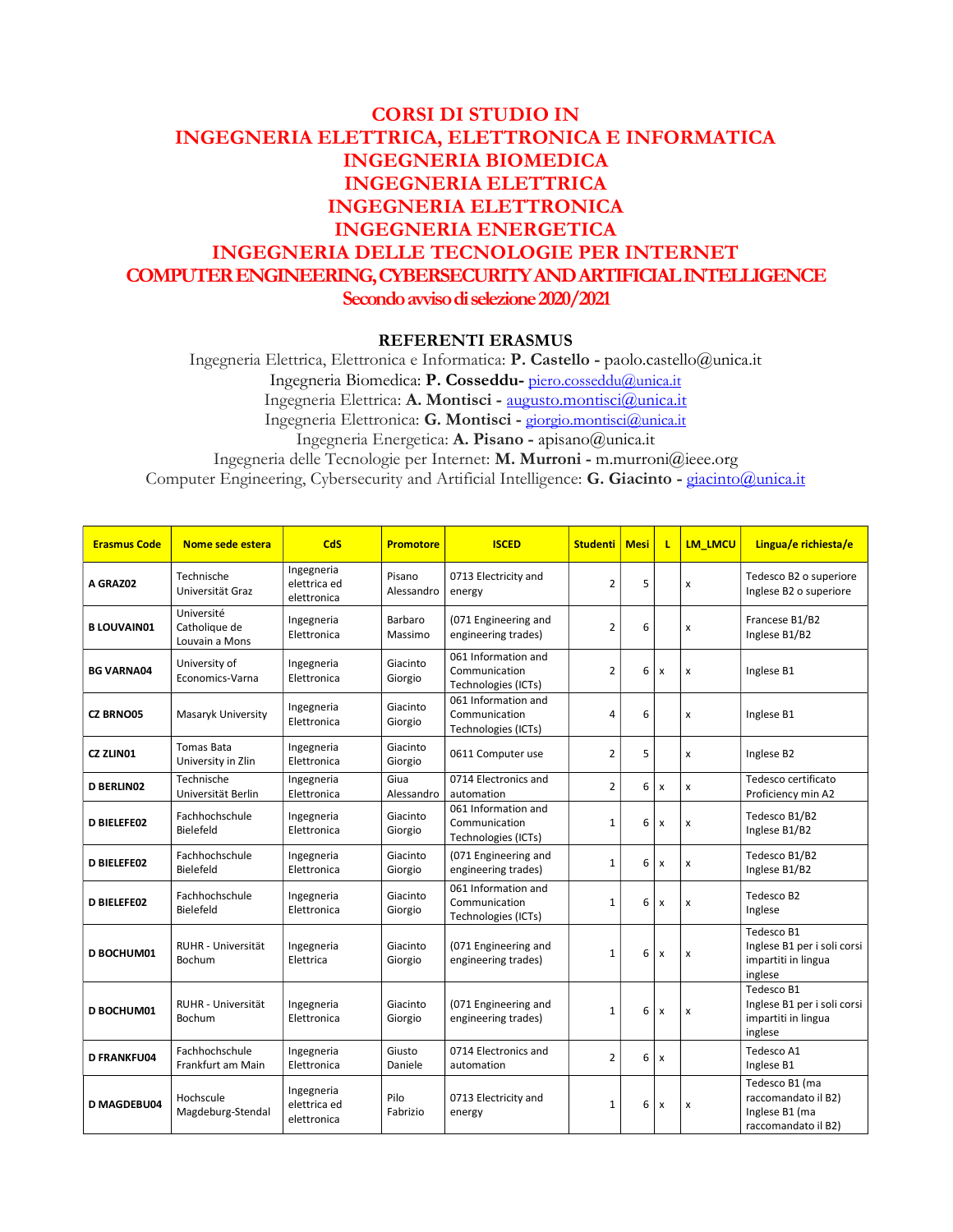# CORSI DI STUDIO IN
# INGEGNERIA ELETTRICA, ELETTRONICA E INFORMATICA
# INGEGNERIA BIOMEDICA
# INGEGNERIA ELETTRICA
# INGEGNERIA ELETTRONICA
# INGEGNERIA ENERGETICA
# INGEGNERIA DELLE TECNOLOGIE PER INTERNET
# COMPUTER ENGINEERING, CYBERSECURITY AND ARTIFICIAL INTELLIGENCE

## Secondo avviso di selezione 2020/2021

### REFERENTI ERASMUS

Ingegneria Elettrica, Elettronica e Informatica: **P. Castello -** paolo.castello@unica.it
Ingegneria Biomedica: **P. Cosseddu-** piero.cosseddu@unica.it
Ingegneria Elettrica: **A. Montisci -** augusto.montisci@unica.it
Ingegneria Elettronica: **G. Montisci -** giorgio.montisci@unica.it
Ingegneria Energetica: **A. Pisano -** apisano@unica.it
Ingegneria delle Tecnologie per Internet: **M. Murroni -** m.murroni@ieee.org
Computer Engineering, Cybersecurity and Artificial Intelligence: **G. Giacinto -** giacinto@unica.it

| Erasmus Code | Nome sede estera | CdS | Promotore | ISCED | Studenti | Mesi | L | LM_LMCU | Lingua/e richiesta/e |
|---|---|---|---|---|---|---|---|---|---|
| **A GRAZ02** | Technische Universität Graz | Ingegneria elettrica ed elettronica | Pisano Alessandro | 0713 Electricity and energy | 2 | 5 | | x | Tedesco B2 o superiore<br>Inglese B2 o superiore |
| **B LOUVAIN01** | Université Catholique de Louvain a Mons | Ingegneria Elettronica | Barbaro Massimo | (071 Engineering and engineering trades) | 2 | 6 | | x | Francese B1/B2<br>Inglese B1/B2 |
| **BG VARNA04** | University of Economics-Varna | Ingegneria Elettronica | Giacinto Giorgio | 061 Information and Communication Technologies (ICTs) | 2 | 6 | x | x | Inglese B1 |
| **CZ BRNO05** | Masaryk University | Ingegneria Elettronica | Giacinto Giorgio | 061 Information and Communication Technologies (ICTs) | 4 | 6 | | x | Inglese B1 |
| **CZ ZLIN01** | Tomas Bata University in Zlin | Ingegneria Elettronica | Giacinto Giorgio | 0611 Computer use | 2 | 5 | | x | Inglese B2 |
| **D BERLIN02** | Technische Universität Berlin | Ingegneria Elettronica | Giua Alessandro | 0714 Electronics and automation | 2 | 6 | x | x | Tedesco certificato Proficiency min A2 |
| **D BIELEFE02** | Fachhochschule Bielefeld | Ingegneria Elettronica | Giacinto Giorgio | 061 Information and Communication Technologies (ICTs) | 1 | 6 | x | x | Tedesco B1/B2<br>Inglese B1/B2 |
| **D BIELEFE02** | Fachhochschule Bielefeld | Ingegneria Elettronica | Giacinto Giorgio | (071 Engineering and engineering trades) | 1 | 6 | x | x | Tedesco B1/B2<br>Inglese B1/B2 |
| **D BIELEFE02** | Fachhochschule Bielefeld | Ingegneria Elettronica | Giacinto Giorgio | 061 Information and Communication Technologies (ICTs) | 1 | 6 | x | x | Tedesco B2<br>Inglese |
| **D BOCHUM01** | RUHR - Universität Bochum | Ingegneria Elettrica | Giacinto Giorgio | (071 Engineering and engineering trades) | 1 | 6 | x | x | Tedesco B1<br>Inglese B1 per i soli corsi impartiti in lingua inglese |
| **D BOCHUM01** | RUHR - Universität Bochum | Ingegneria Elettronica | Giacinto Giorgio | (071 Engineering and engineering trades) | 1 | 6 | x | x | Tedesco B1<br>Inglese B1 per i soli corsi impartiti in lingua inglese |
| **D FRANKFU04** | Fachhochschule Frankfurt am Main | Ingegneria Elettronica | Giusto Daniele | 0714 Electronics and automation | 2 | 6 | x | | Tedesco A1<br>Inglese B1 |
| **D MAGDEBU04** | Hochscule Magdeburg-Stendal | Ingegneria elettrica ed elettronica | Pilo Fabrizio | 0713 Electricity and energy | 1 | 6 | x | x | Tedesco B1 (ma raccomandato il B2)<br>Inglese B1 (ma raccomandato il B2) |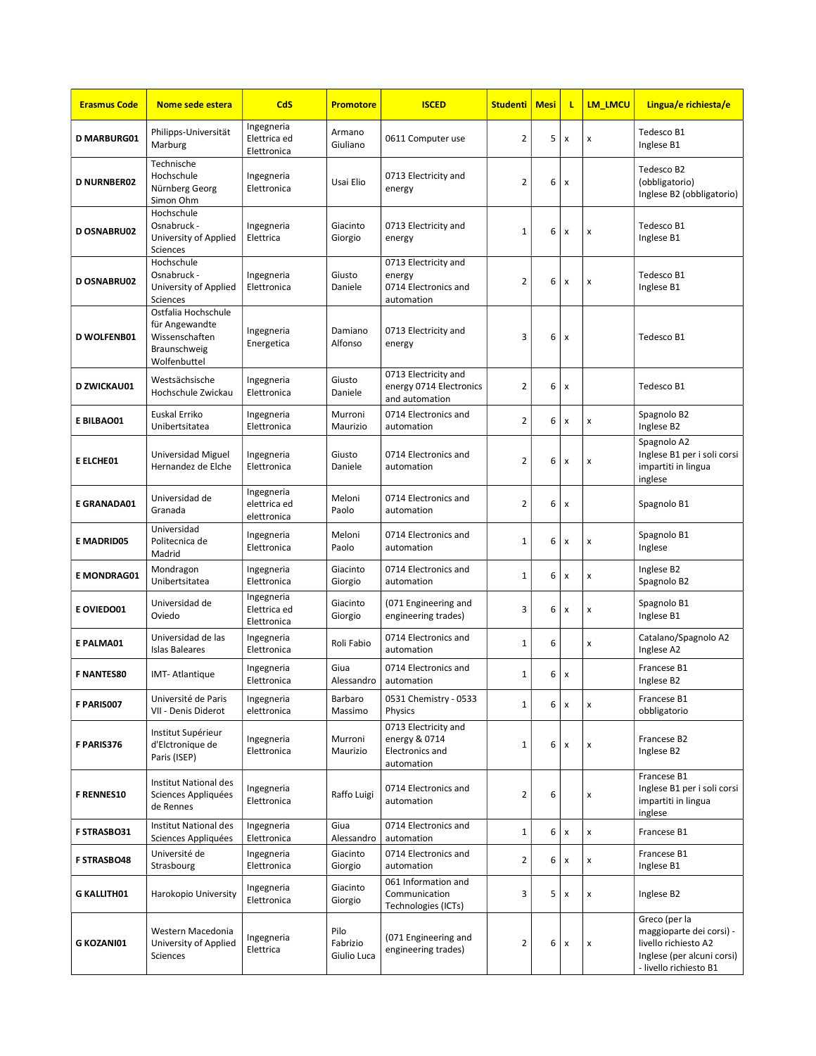| Erasmus Code | Nome sede estera | CdS | Promotore | ISCED | Studenti | Mesi | L | LM_LMCU | Lingua/e richiesta/e |
|---|---|---|---|---|---|---|---|---|---|
| D MARBURG01 | Philipps-Universität Marburg | Ingegneria Elettrica ed Elettronica | Armano Giuliano | 0611 Computer use | 2 | 5 | x | x | Tedesco B1<br>Inglese B1 |
| D NURNBER02 | Technische Hochschule Nürnberg Georg Simon Ohm | Ingegneria Elettronica | Usai Elio | 0713 Electricity and energy | 2 | 6 | x | | Tedesco B2 (obbligatorio)<br>Inglese B2 (obbligatorio) |
| D OSNABRU02 | Hochschule Osnabruck - University of Applied Sciences | Ingegneria Elettrica | Giacinto Giorgio | 0713 Electricity and energy | 1 | 6 | x | x | Tedesco B1<br>Inglese B1 |
| D OSNABRU02 | Hochschule Osnabruck - University of Applied Sciences | Ingegneria Elettronica | Giusto Daniele | 0713 Electricity and energy<br>0714 Electronics and automation | 2 | 6 | x | x | Tedesco B1<br>Inglese B1 |
| D WOLFENB01 | Ostfalia Hochschule für Angewandte Wissenschaften Braunschweig Wolfenbuttel | Ingegneria Energetica | Damiano Alfonso | 0713 Electricity and energy | 3 | 6 | x | | Tedesco B1 |
| D ZWICKAU01 | Westsächsische Hochschule Zwickau | Ingegneria Elettronica | Giusto Daniele | 0713 Electricity and energy 0714 Electronics and automation | 2 | 6 | x | | Tedesco B1 |
| E BILBAO01 | Euskal Erriko Unibertsitatea | Ingegneria Elettronica | Murroni Maurizio | 0714 Electronics and automation | 2 | 6 | x | x | Spagnolo B2<br>Inglese B2 |
| E ELCHE01 | Universidad Miguel Hernandez de Elche | Ingegneria Elettronica | Giusto Daniele | 0714 Electronics and automation | 2 | 6 | x | x | Spagnolo A2<br>Inglese B1 per i soli corsi impartiti in lingua inglese |
| E GRANADA01 | Universidad de Granada | Ingegneria elettrica ed elettronica | Meloni Paolo | 0714 Electronics and automation | 2 | 6 | x | | Spagnolo B1 |
| E MADRID05 | Universidad Politecnica de Madrid | Ingegneria Elettronica | Meloni Paolo | 0714 Electronics and automation | 1 | 6 | x | x | Spagnolo B1<br>Inglese |
| E MONDRAG01 | Mondragon Unibertsitatea | Ingegneria Elettronica | Giacinto Giorgio | 0714 Electronics and automation | 1 | 6 | x | x | Inglese B2<br>Spagnolo B2 |
| E OVIEDO01 | Universidad de Oviedo | Ingegneria Elettrica ed Elettronica | Giacinto Giorgio | (071 Engineering and engineering trades) | 3 | 6 | x | x | Spagnolo B1<br>Inglese B1 |
| E PALMA01 | Universidad de las Islas Baleares | Ingegneria Elettronica | Roli Fabio | 0714 Electronics and automation | 1 | 6 | | x | Catalano/Spagnolo A2<br>Inglese A2 |
| F NANTES80 | IMT- Atlantique | Ingegneria Elettronica | Giua Alessandro | 0714 Electronics and automation | 1 | 6 | x | | Francese B1<br>Inglese B2 |
| F PARIS007 | Université de Paris VII - Denis Diderot | Ingegneria elettronica | Barbaro Massimo | 0531 Chemistry - 0533 Physics | 1 | 6 | x | x | Francese B1 obbligatorio |
| F PARIS376 | Institut Supérieur d'Elctronique de Paris (ISEP) | Ingegneria Elettronica | Murroni Maurizio | 0713 Electricity and energy & 0714 Electronics and automation | 1 | 6 | x | x | Francese B2<br>Inglese B2 |
| F RENNES10 | Institut National des Sciences Appliquées de Rennes | Ingegneria Elettronica | Raffo Luigi | 0714 Electronics and automation | 2 | 6 | | x | Francese B1<br>Inglese B1 per i soli corsi impartiti in lingua inglese |
| F STRASBO31 | Institut National des Sciences Appliquées | Ingegneria Elettronica | Giua Alessandro | 0714 Electronics and automation | 1 | 6 | x | x | Francese B1 |
| F STRASBO48 | Université de Strasbourg | Ingegneria Elettronica | Giacinto Giorgio | 0714 Electronics and automation | 2 | 6 | x | x | Francese B1<br>Inglese B1 |
| G KALLITH01 | Harokopio University | Ingegneria Elettronica | Giacinto Giorgio | 061 Information and Communication Technologies (ICTs) | 3 | 5 | x | x | Inglese B2 |
| G KOZANI01 | Western Macedonia University of Applied Sciences | Ingegneria Elettrica | Pilo Fabrizio Giulio Luca | (071 Engineering and engineering trades) | 2 | 6 | x | x | Greco (per la maggioparte dei corsi) - livello richiesto A2<br>Inglese (per alcuni corsi) - livello richiesto B1 |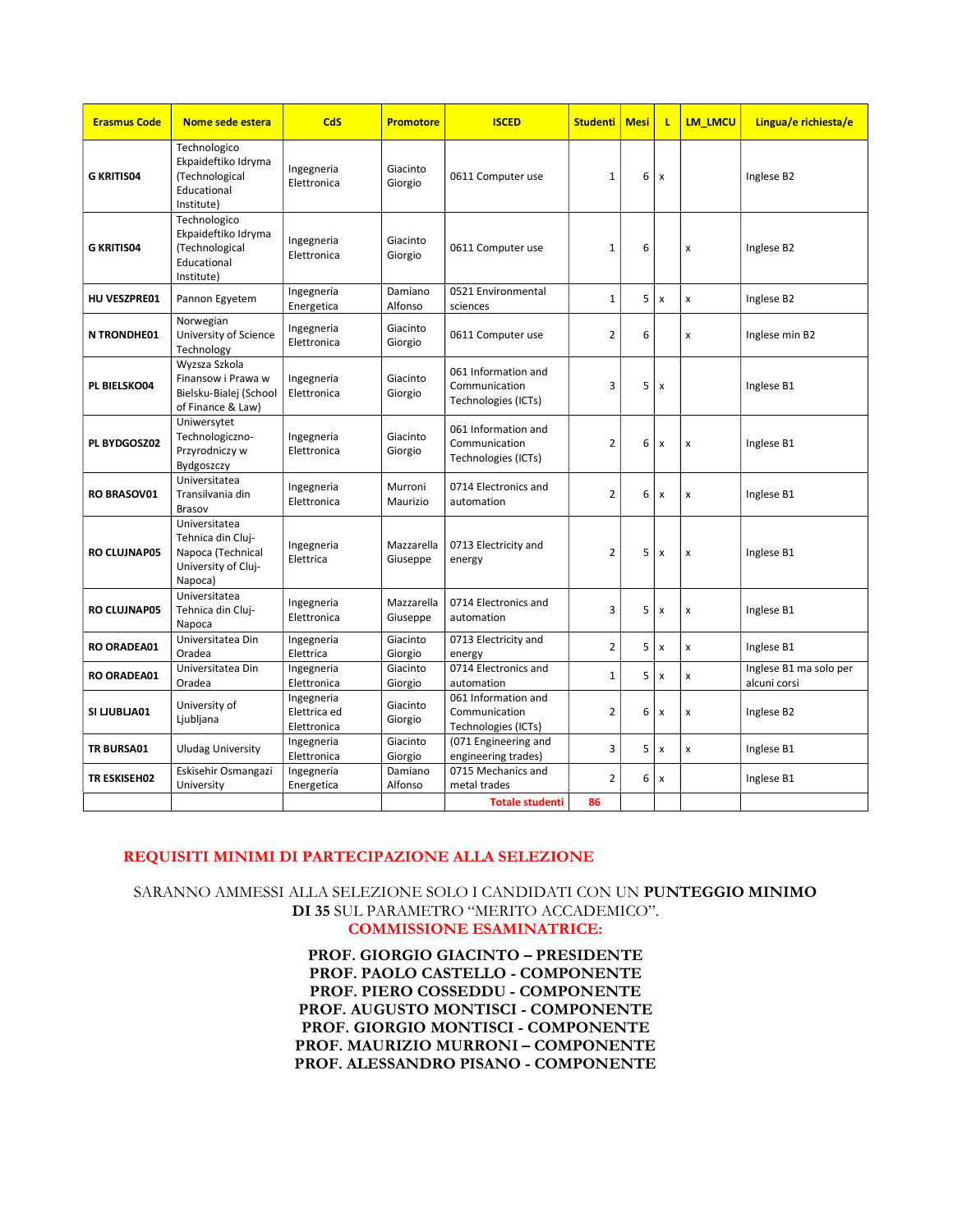| Erasmus Code | Nome sede estera | CdS | Promotore | ISCED | Studenti | Mesi | L | LM_LMCU | Lingua/e richiesta/e |
|---|---|---|---|---|---|---|---|---|---|
| G KRITIS04 | Technologico Ekpaideftiko Idryma (Technological Educational Institute) | Ingegneria Elettronica | Giacinto Giorgio | 0611 Computer use | 1 | 6 | x | | Inglese B2 |
| G KRITIS04 | Technologico Ekpaideftiko Idryma (Technological Educational Institute) | Ingegneria Elettronica | Giacinto Giorgio | 0611 Computer use | 1 | 6 | | x | Inglese B2 |
| HU VESZPRE01 | Pannon Egyetem | Ingegneria Energetica | Damiano Alfonso | 0521 Environmental sciences | 1 | 5 | x | x | Inglese B2 |
| N TRONDHE01 | Norwegian University of Science Technology | Ingegneria Elettronica | Giacinto Giorgio | 0611 Computer use | 2 | 6 | | x | Inglese min B2 |
| PL BIELSKO04 | Wyzsza Szkola Finansow i Prawa w Bielsku-Bialej (School of Finance & Law) | Ingegneria Elettronica | Giacinto Giorgio | 061 Information and Communication Technologies (ICTs) | 3 | 5 | x | | Inglese B1 |
| PL BYDGOSZ02 | Uniwersytet Technologiczno-Przyrodniczy w Bydgoszczy | Ingegneria Elettronica | Giacinto Giorgio | 061 Information and Communication Technologies (ICTs) | 2 | 6 | x | x | Inglese B1 |
| RO BRASOV01 | Universitatea Transilvania din Brasov | Ingegneria Elettronica | Murroni Maurizio | 0714 Electronics and automation | 2 | 6 | x | x | Inglese B1 |
| RO CLUJNAP05 | Universitatea Tehnica din Cluj-Napoca (Technical University of Cluj-Napoca) | Ingegneria Elettrica | Mazzarella Giuseppe | 0713 Electricity and energy | 2 | 5 | x | x | Inglese B1 |
| RO CLUJNAP05 | Universitatea Tehnica din Cluj-Napoca | Ingegneria Elettronica | Mazzarella Giuseppe | 0714 Electronics and automation | 3 | 5 | x | x | Inglese B1 |
| RO ORADEA01 | Universitatea Din Oradea | Ingegneria Elettrica | Giacinto Giorgio | 0713 Electricity and energy | 2 | 5 | x | x | Inglese B1 |
| RO ORADEA01 | Universitatea Din Oradea | Ingegneria Elettronica | Giacinto Giorgio | 0714 Electronics and automation | 1 | 5 | x | x | Inglese B1 ma solo per alcuni corsi |
| SI LJUBLJA01 | University of Ljubljana | Ingegneria Elettrica ed Elettronica | Giacinto Giorgio | 061 Information and Communication Technologies (ICTs) | 2 | 6 | x | x | Inglese B2 |
| TR BURSA01 | Uludag University | Ingegneria Elettronica | Giacinto Giorgio | (071 Engineering and engineering trades) | 3 | 5 | x | x | Inglese B1 |
| TR ESKISEH02 | Eskisehir Osmangazi University | Ingegneria Energetica | Damiano Alfonso | 0715 Mechanics and metal trades | 2 | 6 | x | | Inglese B1 |
| | | | | **Totale studenti** | **86** | | | | |

## REQUISITI MINIMI DI PARTECIPAZIONE ALLA SELEZIONE

SARANNO AMMESSI ALLA SELEZIONE SOLO I CANDIDATI CON UN **PUNTEGGIO MINIMO DI 35** SUL PARAMETRO "MERITO ACCADEMICO".

## COMMISSIONE ESAMINATRICE:

**PROF. GIORGIO GIACINTO – PRESIDENTE**
**PROF. PAOLO CASTELLO - COMPONENTE**
**PROF. PIERO COSSEDDU - COMPONENTE**
**PROF. AUGUSTO MONTISCI - COMPONENTE**
**PROF. GIORGIO MONTISCI - COMPONENTE**
**PROF. MAURIZIO MURRONI – COMPONENTE**
**PROF. ALESSANDRO PISANO - COMPONENTE**